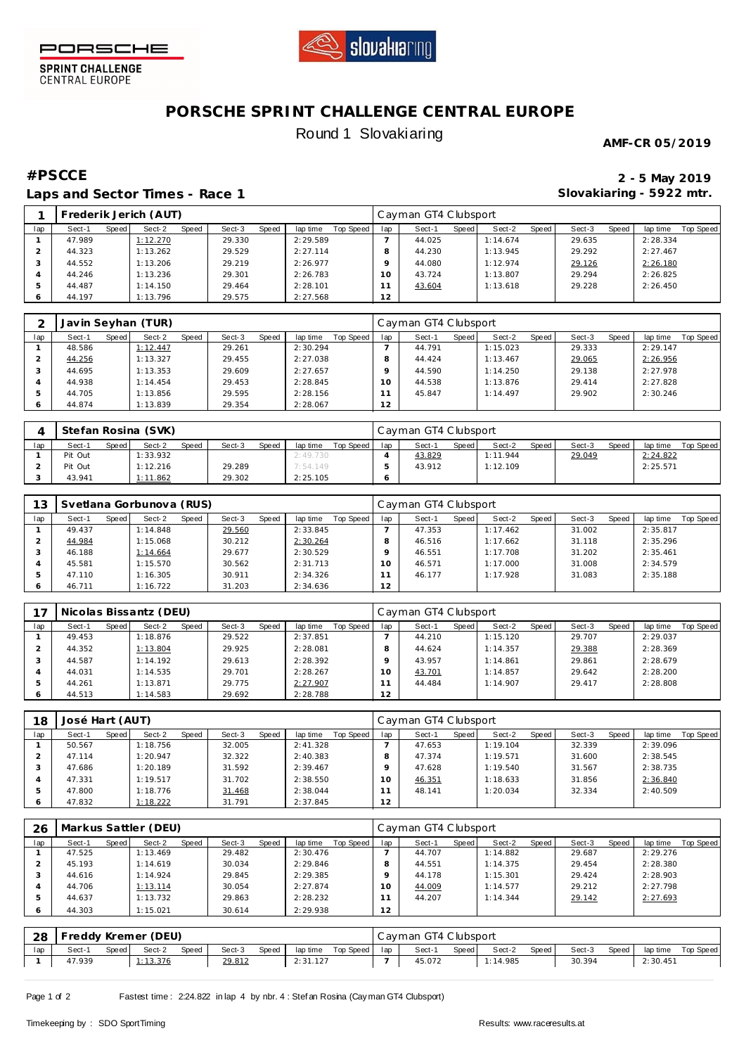PORSCHE SPRINT CHALLENGE CENTRAL EUROPE

# PORSCHE SPRINT CHALLENGE CENTRAL EUROPE

Round 1 Slovakiaring

**AMF-CR 05/2019**

## #PSCCE

**2 - 5 May 2019**

## Laps and Sector Times - Race 1

**Slovakiaring - 5922 mtr.**

| 1 | Frederik Jerich (AUT) | | | | | | | | Cayman GT4 Clubsport | | | | | | | | |
|---|---|---|---|---|---|---|---|---|---|---|---|---|---|---|---|---|---|
| lap | Sect-1 | Speed | Sect-2 | Speed | Sect-3 | Speed | lap time | Top Speed | lap | Sect-1 | Speed | Sect-2 | Speed | Sect-3 | Speed | lap time | Top Speed |
| 1 | 47.989 | | 1:12.270 | | 29.330 | | 2:29.589 | | 7 | 44.025 | | 1:14.674 | | 29.635 | | 2:28.334 | |
| 2 | 44.323 | | 1:13.262 | | 29.529 | | 2:27.114 | | 8 | 44.230 | | 1:13.945 | | 29.292 | | 2:27.467 | |
| 3 | 44.552 | | 1:13.206 | | 29.219 | | 2:26.977 | | 9 | 44.080 | | 1:12.974 | | 29.126 | | 2:26.180 | |
| 4 | 44.246 | | 1:13.236 | | 29.301 | | 2:26.783 | | 10 | 43.724 | | 1:13.807 | | 29.294 | | 2:26.825 | |
| 5 | 44.487 | | 1:14.150 | | 29.464 | | 2:28.101 | | 11 | 43.604 | | 1:13.618 | | 29.228 | | 2:26.450 | |
| 6 | 44.197 | | 1:13.796 | | 29.575 | | 2:27.568 | | 12 | | | | | | | | |

| 2 | Javin Seyhan (TUR) | | | | | | | | Cayman GT4 Clubsport | | | | | | | | |
|---|---|---|---|---|---|---|---|---|---|---|---|---|---|---|---|---|---|
| lap | Sect-1 | Speed | Sect-2 | Speed | Sect-3 | Speed | lap time | Top Speed | lap | Sect-1 | Speed | Sect-2 | Speed | Sect-3 | Speed | lap time | Top Speed |
| 1 | 48.586 | | 1:12.447 | | 29.261 | | 2:30.294 | | 7 | 44.791 | | 1:15.023 | | 29.333 | | 2:29.147 | |
| 2 | 44.256 | | 1:13.327 | | 29.455 | | 2:27.038 | | 8 | 44.424 | | 1:13.467 | | 29.065 | | 2:26.956 | |
| 3 | 44.695 | | 1:13.353 | | 29.609 | | 2:27.657 | | 9 | 44.590 | | 1:14.250 | | 29.138 | | 2:27.978 | |
| 4 | 44.938 | | 1:14.454 | | 29.453 | | 2:28.845 | | 10 | 44.538 | | 1:13.876 | | 29.414 | | 2:27.828 | |
| 5 | 44.705 | | 1:13.856 | | 29.595 | | 2:28.156 | | 11 | 45.847 | | 1:14.497 | | 29.902 | | 2:30.246 | |
| 6 | 44.874 | | 1:13.839 | | 29.354 | | 2:28.067 | | 12 | | | | | | | | |

| 4 | Stefan Rosina (SVK) | | | | | | | | Cayman GT4 Clubsport | | | | | | | | |
|---|---|---|---|---|---|---|---|---|---|---|---|---|---|---|---|---|---|
| lap | Sect-1 | Speed | Sect-2 | Speed | Sect-3 | Speed | lap time | Top Speed | lap | Sect-1 | Speed | Sect-2 | Speed | Sect-3 | Speed | lap time | Top Speed |
| 1 | Pit Out | | 1:33.932 | | | | 2:49.730 | | 4 | 43.829 | | 1:11.944 | | 29.049 | | 2:24.822 | |
| 2 | Pit Out | | 1:12.216 | | 29.289 | | 7:54.149 | | 5 | 43.912 | | 1:12.109 | | | | 2:25.571 | |
| 3 | 43.941 | | 1:11.862 | | 29.302 | | 2:25.105 | | 6 | | | | | | | | |

| 13 | Svetlana Gorbunova (RUS) | | | | | | | | Cayman GT4 Clubsport | | | | | | | | |
|---|---|---|---|---|---|---|---|---|---|---|---|---|---|---|---|---|---|
| lap | Sect-1 | Speed | Sect-2 | Speed | Sect-3 | Speed | lap time | Top Speed | lap | Sect-1 | Speed | Sect-2 | Speed | Sect-3 | Speed | lap time | Top Speed |
| 1 | 49.437 | | 1:14.848 | | 29.560 | | 2:33.845 | | 7 | 47.353 | | 1:17.462 | | 31.002 | | 2:35.817 | |
| 2 | 44.984 | | 1:15.068 | | 30.212 | | 2:30.264 | | 8 | 46.516 | | 1:17.662 | | 31.118 | | 2:35.296 | |
| 3 | 46.188 | | 1:14.664 | | 29.677 | | 2:30.529 | | 9 | 46.551 | | 1:17.708 | | 31.202 | | 2:35.461 | |
| 4 | 45.581 | | 1:15.570 | | 30.562 | | 2:31.713 | | 10 | 46.571 | | 1:17.000 | | 31.008 | | 2:34.579 | |
| 5 | 47.110 | | 1:16.305 | | 30.911 | | 2:34.326 | | 11 | 46.177 | | 1:17.928 | | 31.083 | | 2:35.188 | |
| 6 | 46.711 | | 1:16.722 | | 31.203 | | 2:34.636 | | 12 | | | | | | | | |

| 17 | Nicolas Bissantz (DEU) | | | | | | | | Cayman GT4 Clubsport | | | | | | | | |
|---|---|---|---|---|---|---|---|---|---|---|---|---|---|---|---|---|---|
| lap | Sect-1 | Speed | Sect-2 | Speed | Sect-3 | Speed | lap time | Top Speed | lap | Sect-1 | Speed | Sect-2 | Speed | Sect-3 | Speed | lap time | Top Speed |
| 1 | 49.453 | | 1:18.876 | | 29.522 | | 2:37.851 | | 7 | 44.210 | | 1:15.120 | | 29.707 | | 2:29.037 | |
| 2 | 44.352 | | 1:13.804 | | 29.925 | | 2:28.081 | | 8 | 44.624 | | 1:14.357 | | 29.388 | | 2:28.369 | |
| 3 | 44.587 | | 1:14.192 | | 29.613 | | 2:28.392 | | 9 | 43.957 | | 1:14.861 | | 29.861 | | 2:28.679 | |
| 4 | 44.031 | | 1:14.535 | | 29.701 | | 2:28.267 | | 10 | 43.701 | | 1:14.857 | | 29.642 | | 2:28.200 | |
| 5 | 44.261 | | 1:13.871 | | 29.775 | | 2:27.907 | | 11 | 44.484 | | 1:14.907 | | 29.417 | | 2:28.808 | |
| 6 | 44.513 | | 1:14.583 | | 29.692 | | 2:28.788 | | 12 | | | | | | | | |

| 18 | José Hart (AUT) | | | | | | | | Cayman GT4 Clubsport | | | | | | | | |
|---|---|---|---|---|---|---|---|---|---|---|---|---|---|---|---|---|---|
| lap | Sect-1 | Speed | Sect-2 | Speed | Sect-3 | Speed | lap time | Top Speed | lap | Sect-1 | Speed | Sect-2 | Speed | Sect-3 | Speed | lap time | Top Speed |
| 1 | 50.567 | | 1:18.756 | | 32.005 | | 2:41.328 | | 7 | 47.653 | | 1:19.104 | | 32.339 | | 2:39.096 | |
| 2 | 47.114 | | 1:20.947 | | 32.322 | | 2:40.383 | | 8 | 47.374 | | 1:19.571 | | 31.600 | | 2:38.545 | |
| 3 | 47.686 | | 1:20.189 | | 31.592 | | 2:39.467 | | 9 | 47.628 | | 1:19.540 | | 31.567 | | 2:38.735 | |
| 4 | 47.331 | | 1:19.517 | | 31.702 | | 2:38.550 | | 10 | 46.351 | | 1:18.633 | | 31.856 | | 2:36.840 | |
| 5 | 47.800 | | 1:18.776 | | 31.468 | | 2:38.044 | | 11 | 48.141 | | 1:20.034 | | 32.334 | | 2:40.509 | |
| 6 | 47.832 | | 1:18.222 | | 31.791 | | 2:37.845 | | 12 | | | | | | | | |

| 26 | Markus Sattler (DEU) | | | | | | | | Cayman GT4 Clubsport | | | | | | | | |
|---|---|---|---|---|---|---|---|---|---|---|---|---|---|---|---|---|---|
| lap | Sect-1 | Speed | Sect-2 | Speed | Sect-3 | Speed | lap time | Top Speed | lap | Sect-1 | Speed | Sect-2 | Speed | Sect-3 | Speed | lap time | Top Speed |
| 1 | 47.525 | | 1:13.469 | | 29.482 | | 2:30.476 | | 7 | 44.707 | | 1:14.882 | | 29.687 | | 2:29.276 | |
| 2 | 45.193 | | 1:14.619 | | 30.034 | | 2:29.846 | | 8 | 44.551 | | 1:14.375 | | 29.454 | | 2:28.380 | |
| 3 | 44.616 | | 1:14.924 | | 29.845 | | 2:29.385 | | 9 | 44.178 | | 1:15.301 | | 29.424 | | 2:28.903 | |
| 4 | 44.706 | | 1:13.114 | | 30.054 | | 2:27.874 | | 10 | 44.009 | | 1:14.577 | | 29.212 | | 2:27.798 | |
| 5 | 44.637 | | 1:13.732 | | 29.863 | | 2:28.232 | | 11 | 44.207 | | 1:14.344 | | 29.142 | | 2:27.693 | |
| 6 | 44.303 | | 1:15.021 | | 30.614 | | 2:29.938 | | 12 | | | | | | | | |

| 28 | Freddy Kremer (DEU) | | | | | | | | Cayman GT4 Clubsport | | | | | | | | |
|---|---|---|---|---|---|---|---|---|---|---|---|---|---|---|---|---|---|
| lap | Sect-1 | Speed | Sect-2 | Speed | Sect-3 | Speed | lap time | Top Speed | lap | Sect-1 | Speed | Sect-2 | Speed | Sect-3 | Speed | lap time | Top Speed |
| 1 | 47.939 | | 1:13.376 | | 29.812 | | 2:31.127 | | 7 | 45.072 | | 1:14.985 | | 30.394 | | 2:30.451 | |

Fastest time : 2:24.822 in lap 4 by nbr. 4 : Stefan Rosina (Cayman GT4 Clubsport)

Timekeeping by : SDO SportTiming

Results: www.raceresults.at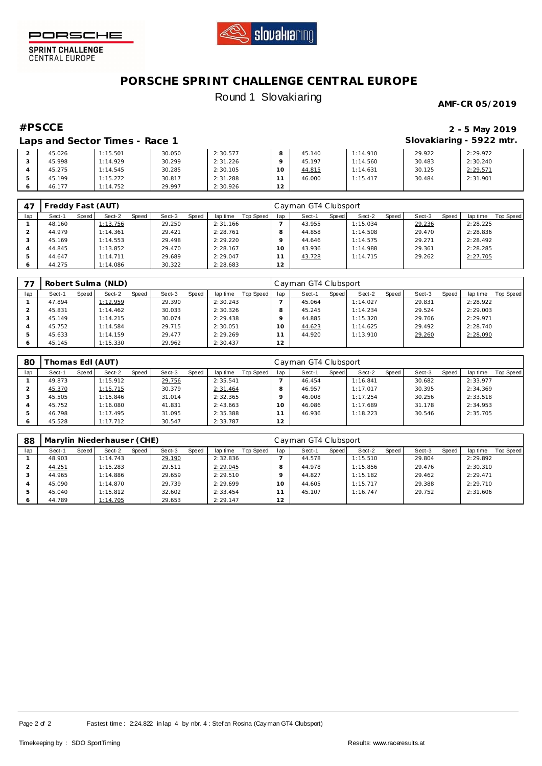# PORSCHE SPRINT CHALLENGE CENTRAL EUROPE

Round 1 Slovakiaring

**AMF-CR 05/2019**

## #PSCCE

**2 - 5 May 2019**

## Laps and Sector Times - Race 1

**Slovakiaring - 5922 mtr.**

| lap | Sect-1 | Speed | Sect-2 | Speed | Sect-3 | Speed | lap time | Top Speed | lap | Sect-1 | Speed | Sect-2 | Speed | Sect-3 | Speed | lap time | Top Speed |
|---|---|---|---|---|---|---|---|---|---|---|---|---|---|---|---|---|---|
| 2 | 45.026 | | 1:15.501 | | 30.050 | | 2:30.577 | | 8 | 45.140 | | 1:14.910 | | 29.922 | | 2:29.972 | |
| 3 | 45.998 | | 1:14.929 | | 30.299 | | 2:31.226 | | 9 | 45.197 | | 1:14.560 | | 30.483 | | 2:30.240 | |
| 4 | 45.275 | | 1:14.545 | | 30.285 | | 2:30.105 | | 10 | 44.815 | | 1:14.631 | | 30.125 | | 2:29.571 | |
| 5 | 45.199 | | 1:15.272 | | 30.817 | | 2:31.288 | | 11 | 46.000 | | 1:15.417 | | 30.484 | | 2:31.901 | |
| 6 | 46.177 | | 1:14.752 | | 29.997 | | 2:30.926 | | 12 | | | | | | | | |

### 47 Freddy Fast (AUT) — Cayman GT4 Clubsport

| lap | Sect-1 | Speed | Sect-2 | Speed | Sect-3 | Speed | lap time | Top Speed | lap | Sect-1 | Speed | Sect-2 | Speed | Sect-3 | Speed | lap time | Top Speed |
|---|---|---|---|---|---|---|---|---|---|---|---|---|---|---|---|---|---|
| 1 | 48.160 | | 1:13.756 | | 29.250 | | 2:31.166 | | 7 | 43.955 | | 1:15.034 | | 29.236 | | 2:28.225 | |
| 2 | 44.979 | | 1:14.361 | | 29.421 | | 2:28.761 | | 8 | 44.858 | | 1:14.508 | | 29.470 | | 2:28.836 | |
| 3 | 45.169 | | 1:14.553 | | 29.498 | | 2:29.220 | | 9 | 44.646 | | 1:14.575 | | 29.271 | | 2:28.492 | |
| 4 | 44.845 | | 1:13.852 | | 29.470 | | 2:28.167 | | 10 | 43.936 | | 1:14.988 | | 29.361 | | 2:28.285 | |
| 5 | 44.647 | | 1:14.711 | | 29.689 | | 2:29.047 | | 11 | 43.728 | | 1:14.715 | | 29.262 | | 2:27.705 | |
| 6 | 44.275 | | 1:14.086 | | 30.322 | | 2:28.683 | | 12 | | | | | | | | |

### 77 Robert Sulma (NLD) — Cayman GT4 Clubsport

| lap | Sect-1 | Speed | Sect-2 | Speed | Sect-3 | Speed | lap time | Top Speed | lap | Sect-1 | Speed | Sect-2 | Speed | Sect-3 | Speed | lap time | Top Speed |
|---|---|---|---|---|---|---|---|---|---|---|---|---|---|---|---|---|---|
| 1 | 47.894 | | 1:12.959 | | 29.390 | | 2:30.243 | | 7 | 45.064 | | 1:14.027 | | 29.831 | | 2:28.922 | |
| 2 | 45.831 | | 1:14.462 | | 30.033 | | 2:30.326 | | 8 | 45.245 | | 1:14.234 | | 29.524 | | 2:29.003 | |
| 3 | 45.149 | | 1:14.215 | | 30.074 | | 2:29.438 | | 9 | 44.885 | | 1:15.320 | | 29.766 | | 2:29.971 | |
| 4 | 45.752 | | 1:14.584 | | 29.715 | | 2:30.051 | | 10 | 44.623 | | 1:14.625 | | 29.492 | | 2:28.740 | |
| 5 | 45.633 | | 1:14.159 | | 29.477 | | 2:29.269 | | 11 | 44.920 | | 1:13.910 | | 29.260 | | 2:28.090 | |
| 6 | 45.145 | | 1:15.330 | | 29.962 | | 2:30.437 | | 12 | | | | | | | | |

### 80 Thomas Edl (AUT) — Cayman GT4 Clubsport

| lap | Sect-1 | Speed | Sect-2 | Speed | Sect-3 | Speed | lap time | Top Speed | lap | Sect-1 | Speed | Sect-2 | Speed | Sect-3 | Speed | lap time | Top Speed |
|---|---|---|---|---|---|---|---|---|---|---|---|---|---|---|---|---|---|
| 1 | 49.873 | | 1:15.912 | | 29.756 | | 2:35.541 | | 7 | 46.454 | | 1:16.841 | | 30.682 | | 2:33.977 | |
| 2 | 45.370 | | 1:15.715 | | 30.379 | | 2:31.464 | | 8 | 46.957 | | 1:17.017 | | 30.395 | | 2:34.369 | |
| 3 | 45.505 | | 1:15.846 | | 31.014 | | 2:32.365 | | 9 | 46.008 | | 1:17.254 | | 30.256 | | 2:33.518 | |
| 4 | 45.752 | | 1:16.080 | | 41.831 | | 2:43.663 | | 10 | 46.086 | | 1:17.689 | | 31.178 | | 2:34.953 | |
| 5 | 46.798 | | 1:17.495 | | 31.095 | | 2:35.388 | | 11 | 46.936 | | 1:18.223 | | 30.546 | | 2:35.705 | |
| 6 | 45.528 | | 1:17.712 | | 30.547 | | 2:33.787 | | 12 | | | | | | | | |

### 88 Marylin Niederhauser (CHE) — Cayman GT4 Clubsport

| lap | Sect-1 | Speed | Sect-2 | Speed | Sect-3 | Speed | lap time | Top Speed | lap | Sect-1 | Speed | Sect-2 | Speed | Sect-3 | Speed | lap time | Top Speed |
|---|---|---|---|---|---|---|---|---|---|---|---|---|---|---|---|---|---|
| 1 | 48.903 | | 1:14.743 | | 29.190 | | 2:32.836 | | 7 | 44.578 | | 1:15.510 | | 29.804 | | 2:29.892 | |
| 2 | 44.251 | | 1:15.283 | | 29.511 | | 2:29.045 | | 8 | 44.978 | | 1:15.856 | | 29.476 | | 2:30.310 | |
| 3 | 44.965 | | 1:14.886 | | 29.659 | | 2:29.510 | | 9 | 44.827 | | 1:15.182 | | 29.462 | | 2:29.471 | |
| 4 | 45.090 | | 1:14.870 | | 29.739 | | 2:29.699 | | 10 | 44.605 | | 1:15.717 | | 29.388 | | 2:29.710 | |
| 5 | 45.040 | | 1:15.812 | | 32.602 | | 2:33.454 | | 11 | 45.107 | | 1:16.747 | | 29.752 | | 2:31.606 | |
| 6 | 44.789 | | 1:14.705 | | 29.653 | | 2:29.147 | | 12 | | | | | | | | |

Fastest time : 2:24.822 in lap 4 by nbr. 4 : Stefan Rosina (Cayman GT4 Clubsport)

Timekeeping by : SDO SportTiming

Results: www.raceresults.at